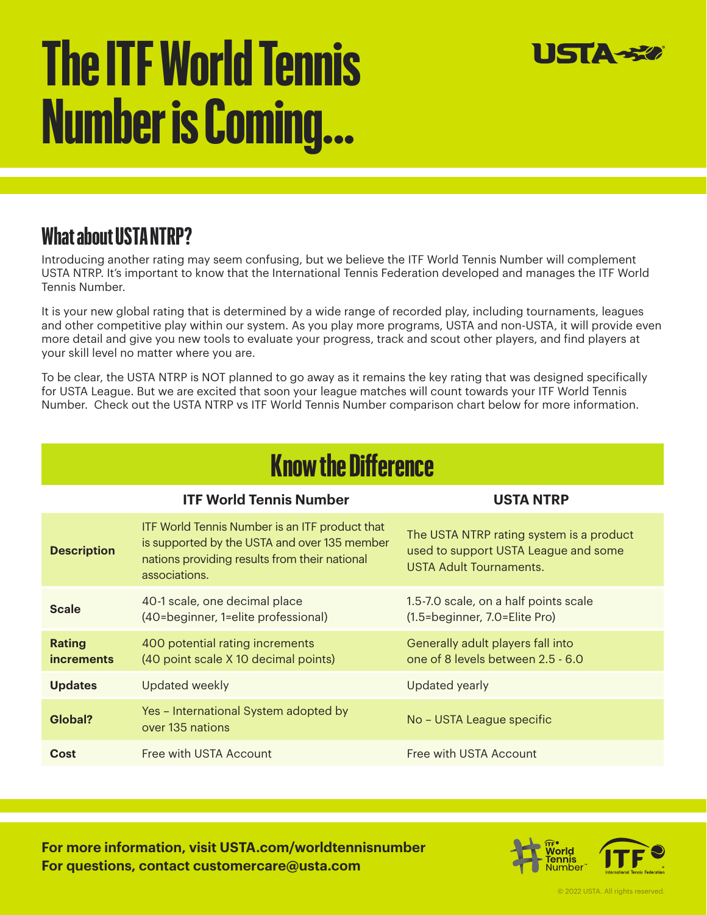# The ITF World Tennis Number is Coming...

## What about USTA NTRP?

Introducing another rating may seem confusing, but we believe the ITF World Tennis Number will complement USTA NTRP. It's important to know that the International Tennis Federation developed and manages the ITF World Tennis Number.

It is your new global rating that is determined by a wide range of recorded play, including tournaments, leagues and other competitive play within our system. As you play more programs, USTA and non-USTA, it will provide even more detail and give you new tools to evaluate your progress, track and scout other players, and find players at your skill level no matter where you are.

To be clear, the USTA NTRP is NOT planned to go away as it remains the key rating that was designed specifically for USTA League. But we are excited that soon your league matches will count towards your ITF World Tennis Number. Check out the USTA NTRP vs ITF World Tennis Number comparison chart below for more information.

## Know the Difference

| | ITF World Tennis Number | USTA NTRP |
|---|---|---|
| **Description** | ITF World Tennis Number is an ITF product that is supported by the USTA and over 135 member nations providing results from their national associations. | The USTA NTRP rating system is a product used to support USTA League and some USTA Adult Tournaments. |
| **Scale** | 40-1 scale, one decimal place (40=beginner, 1=elite professional) | 1.5-7.0 scale, on a half points scale (1.5=beginner, 7.0=Elite Pro) |
| **Rating increments** | 400 potential rating increments (40 point scale X 10 decimal points) | Generally adult players fall into one of 8 levels between 2.5 - 6.0 |
| **Updates** | Updated weekly | Updated yearly |
| **Global?** | Yes – International System adopted by over 135 nations | No – USTA League specific |
| **Cost** | Free with USTA Account | Free with USTA Account |

**For more information, visit USTA.com/worldtennisnumber**
**For questions, contact customercare@usta.com**

© 2022 USTA. All rights reserved.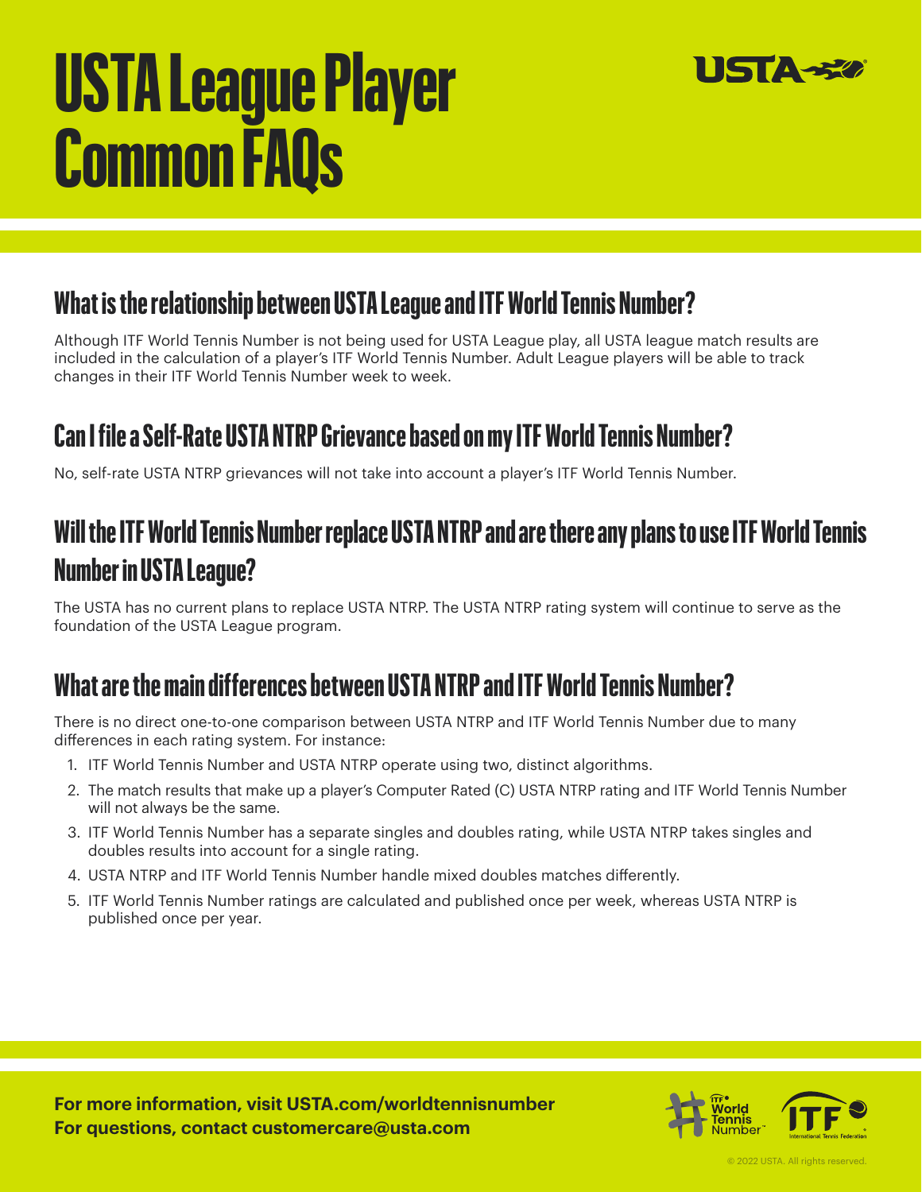# USTA League Player Common FAQs

## What is the relationship between USTA League and ITF World Tennis Number?

Although ITF World Tennis Number is not being used for USTA League play, all USTA league match results are included in the calculation of a player's ITF World Tennis Number. Adult League players will be able to track changes in their ITF World Tennis Number week to week.

## Can I file a Self-Rate USTA NTRP Grievance based on my ITF World Tennis Number?

No, self-rate USTA NTRP grievances will not take into account a player's ITF World Tennis Number.

## Will the ITF World Tennis Number replace USTA NTRP and are there any plans to use ITF World Tennis Number in USTA League?

The USTA has no current plans to replace USTA NTRP. The USTA NTRP rating system will continue to serve as the foundation of the USTA League program.

## What are the main differences between USTA NTRP and ITF World Tennis Number?

There is no direct one-to-one comparison between USTA NTRP and ITF World Tennis Number due to many differences in each rating system. For instance:

1. ITF World Tennis Number and USTA NTRP operate using two, distinct algorithms.
2. The match results that make up a player's Computer Rated (C) USTA NTRP rating and ITF World Tennis Number will not always be the same.
3. ITF World Tennis Number has a separate singles and doubles rating, while USTA NTRP takes singles and doubles results into account for a single rating.
4. USTA NTRP and ITF World Tennis Number handle mixed doubles matches differently.
5. ITF World Tennis Number ratings are calculated and published once per week, whereas USTA NTRP is published once per year.

**For more information, visit USTA.com/worldtennisnumber**
**For questions, contact customercare@usta.com**

© 2022 USTA. All rights reserved.